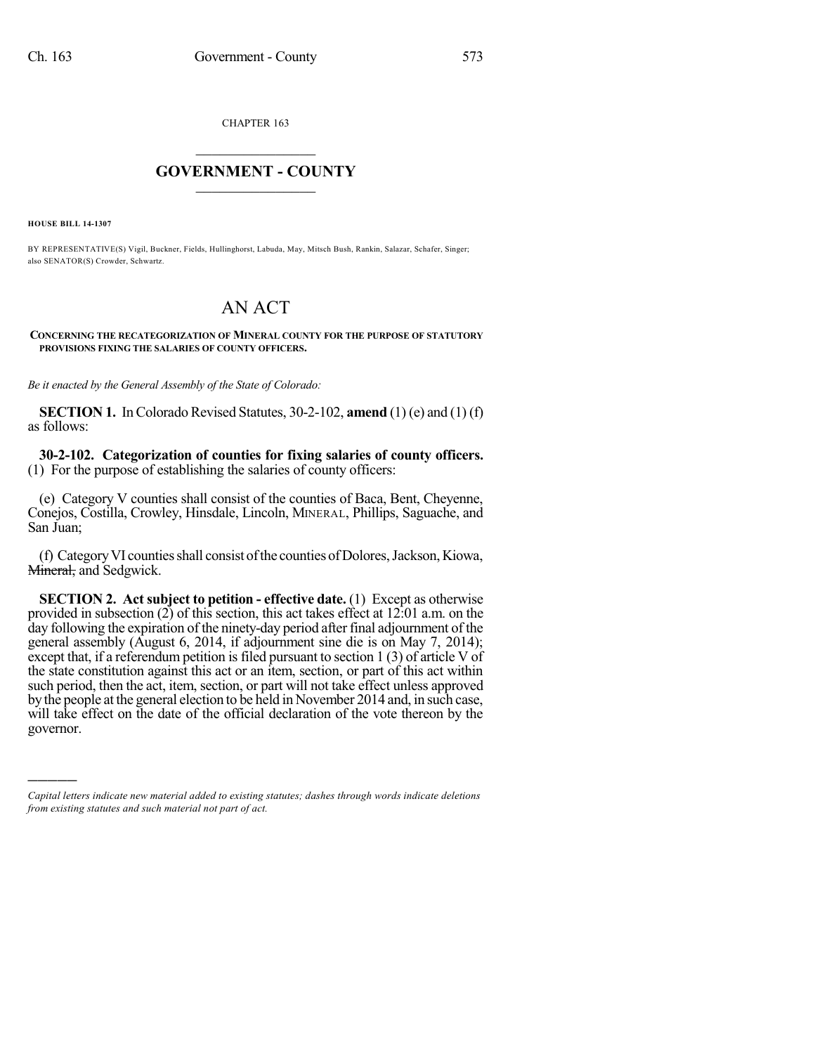CHAPTER 163

# GOVERNMENT - COUNTY

**HOUSE BILL 14-1307**

BY REPRESENTATIVE(S) Vigil, Buckner, Fields, Hullinghorst, Labuda, May, Mitsch Bush, Rankin, Salazar, Schafer, Singer; also SENATOR(S) Crowder, Schwartz.

# AN ACT

**CONCERNING THE RECATEGORIZATION OF MINERAL COUNTY FOR THE PURPOSE OF STATUTORY PROVISIONS FIXING THE SALARIES OF COUNTY OFFICERS.**

*Be it enacted by the General Assembly of the State of Colorado:*

**SECTION 1.** In Colorado Revised Statutes, 30-2-102, **amend** (1) (e) and (1) (f) as follows:

**30-2-102. Categorization of counties for fixing salaries of county officers.** (1) For the purpose of establishing the salaries of county officers:

(e) Category V counties shall consist of the counties of Baca, Bent, Cheyenne, Conejos, Costilla, Crowley, Hinsdale, Lincoln, MINERAL, Phillips, Saguache, and San Juan;

(f) Category VI counties shall consist of the counties of Dolores, Jackson, Kiowa, ~~Mineral,~~ and Sedgwick.

**SECTION 2. Act subject to petition - effective date.** (1) Except as otherwise provided in subsection (2) of this section, this act takes effect at 12:01 a.m. on the day following the expiration of the ninety-day period after final adjournment of the general assembly (August 6, 2014, if adjournment sine die is on May 7, 2014); except that, if a referendum petition is filed pursuant to section 1 (3) of article V of the state constitution against this act or an item, section, or part of this act within such period, then the act, item, section, or part will not take effect unless approved by the people at the general election to be held in November 2014 and, in such case, will take effect on the date of the official declaration of the vote thereon by the governor.

---

*Capital letters indicate new material added to existing statutes; dashes through words indicate deletions from existing statutes and such material not part of act.*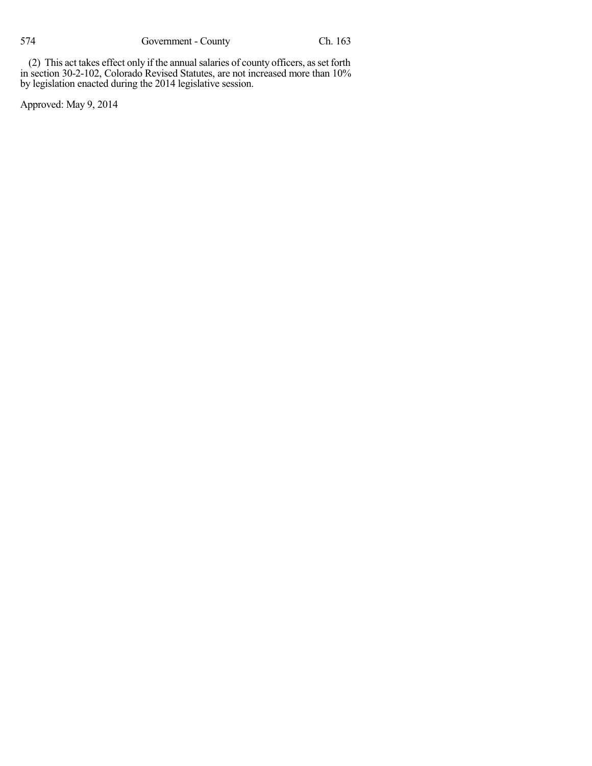(2) This act takes effect only if the annual salaries of county officers, as set forth in section 30-2-102, Colorado Revised Statutes, are not increased more than 10% by legislation enacted during the 2014 legislative session.

Approved: May 9, 2014